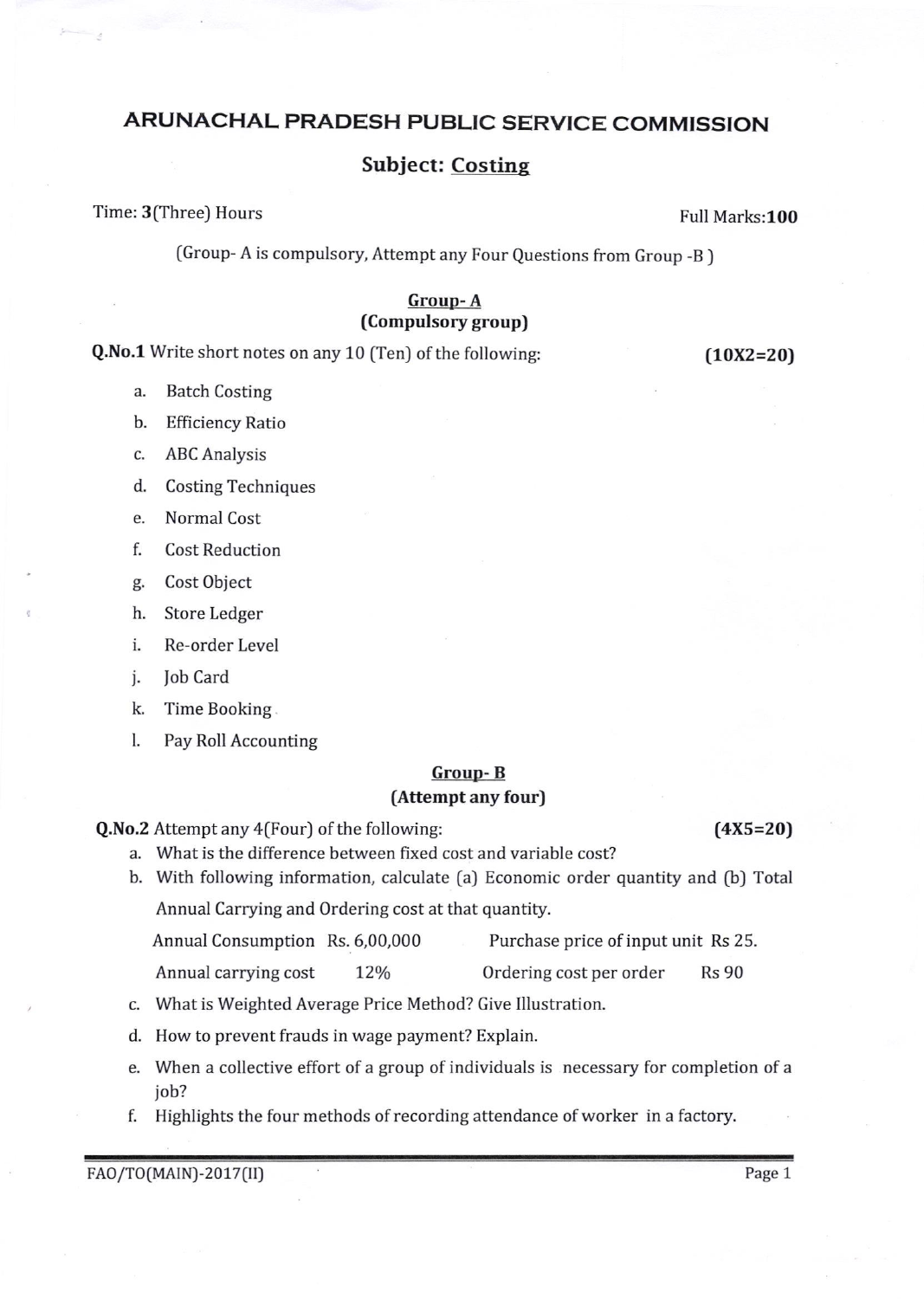# ARUNACHAL PRADESH PUBLIC SERVICE COMMISSION

## Subject: Costing

Time: **3**(Three) Hours　　　　　　　　　　　　　　　　　　Full Marks:**100**

(Group- A is compulsory, Attempt any Four Questions from Group -B )

### Group- A
### (Compulsory group)

**Q.No.1** Write short notes on any 10 (Ten) of the following: **(10X2=20)**

a. Batch Costing
b. Efficiency Ratio
c. ABC Analysis
d. Costing Techniques
e. Normal Cost
f. Cost Reduction
g. Cost Object
h. Store Ledger
i. Re-order Level
j. Job Card
k. Time Booking
l. Pay Roll Accounting

### Group- B
### (Attempt any four)

**Q.No.2** Attempt any 4(Four) of the following: **(4X5=20)**

a. What is the difference between fixed cost and variable cost?
b. With following information, calculate (a) Economic order quantity and (b) Total Annual Carrying and Ordering cost at that quantity.

| | | | |
|---|---|---|---|
| Annual Consumption | Rs. 6,00,000 | Purchase price of input unit | Rs 25. |
| Annual carrying cost | 12% | Ordering cost per order | Rs 90 |

c. What is Weighted Average Price Method? Give Illustration.
d. How to prevent frauds in wage payment? Explain.
e. When a collective effort of a group of individuals is necessary for completion of a job?
f. Highlights the four methods of recording attendance of worker in a factory.

FAO/TO(MAIN)-2017(II)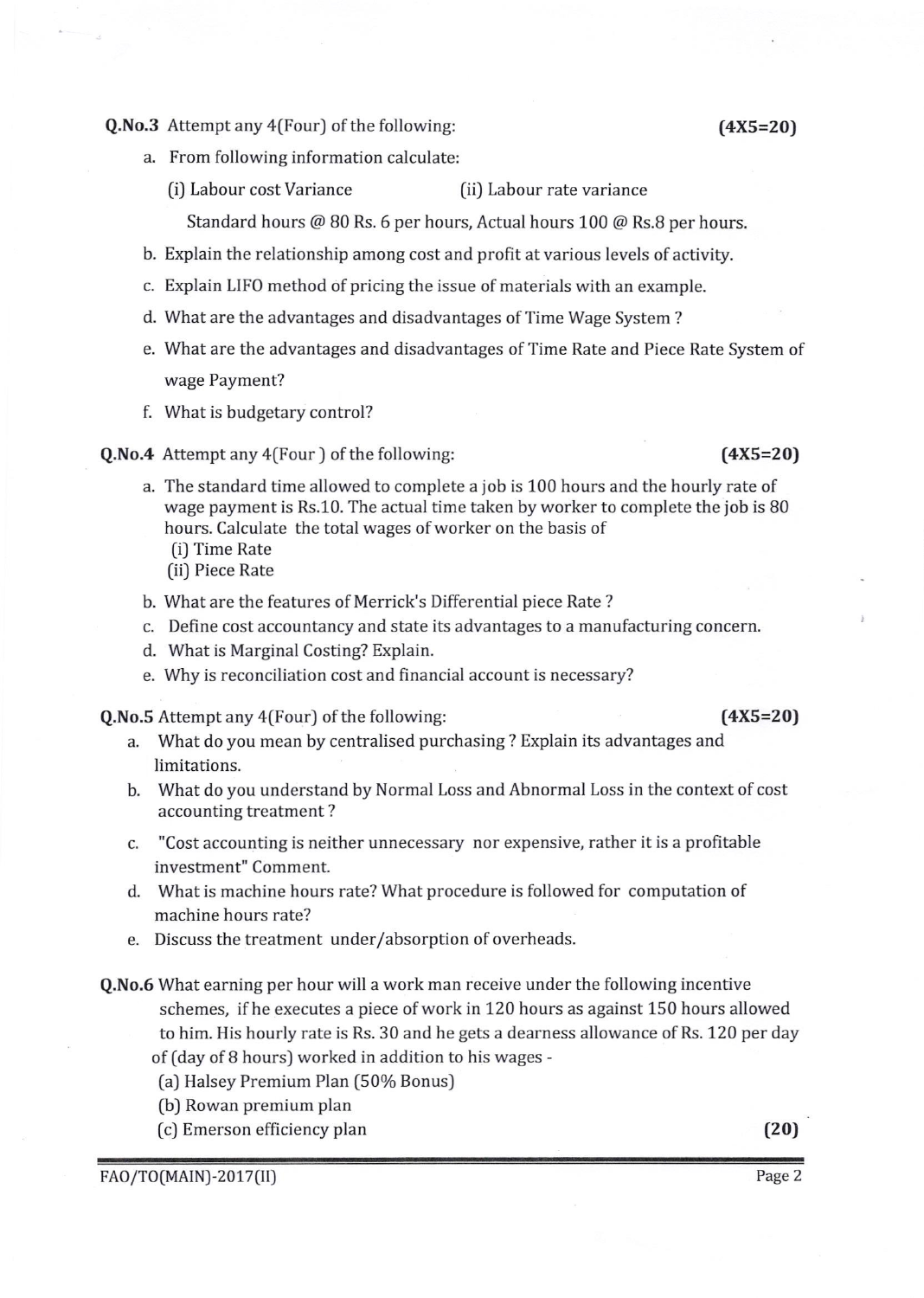**Q.No.3** Attempt any 4(Four) of the following: **(4X5=20)**

a. From following information calculate:

   (i) Labour cost Variance (ii) Labour rate variance

   Standard hours @ 80 Rs. 6 per hours, Actual hours 100 @ Rs.8 per hours.

b. Explain the relationship among cost and profit at various levels of activity.

c. Explain LIFO method of pricing the issue of materials with an example.

d. What are the advantages and disadvantages of Time Wage System ?

e. What are the advantages and disadvantages of Time Rate and Piece Rate System of wage Payment?

f. What is budgetary control?

**Q.No.4** Attempt any 4(Four ) of the following: **(4X5=20)**

a. The standard time allowed to complete a job is 100 hours and the hourly rate of wage payment is Rs.10. The actual time taken by worker to complete the job is 80 hours. Calculate the total wages of worker on the basis of

   (i) Time Rate

   (ii) Piece Rate

b. What are the features of Merrick's Differential piece Rate ?

c. Define cost accountancy and state its advantages to a manufacturing concern.

d. What is Marginal Costing? Explain.

e. Why is reconciliation cost and financial account is necessary?

**Q.No.5** Attempt any 4(Four) of the following: **(4X5=20)**

a. What do you mean by centralised purchasing ? Explain its advantages and limitations.

b. What do you understand by Normal Loss and Abnormal Loss in the context of cost accounting treatment ?

c. "Cost accounting is neither unnecessary nor expensive, rather it is a profitable investment" Comment.

d. What is machine hours rate? What procedure is followed for computation of machine hours rate?

e. Discuss the treatment under/absorption of overheads.

**Q.No.6** What earning per hour will a work man receive under the following incentive schemes, if he executes a piece of work in 120 hours as against 150 hours allowed to him. His hourly rate is Rs. 30 and he gets a dearness allowance of Rs. 120 per day of (day of 8 hours) worked in addition to his wages -

(a) Halsey Premium Plan (50% Bonus)

(b) Rowan premium plan

(c) Emerson efficiency plan **(20)**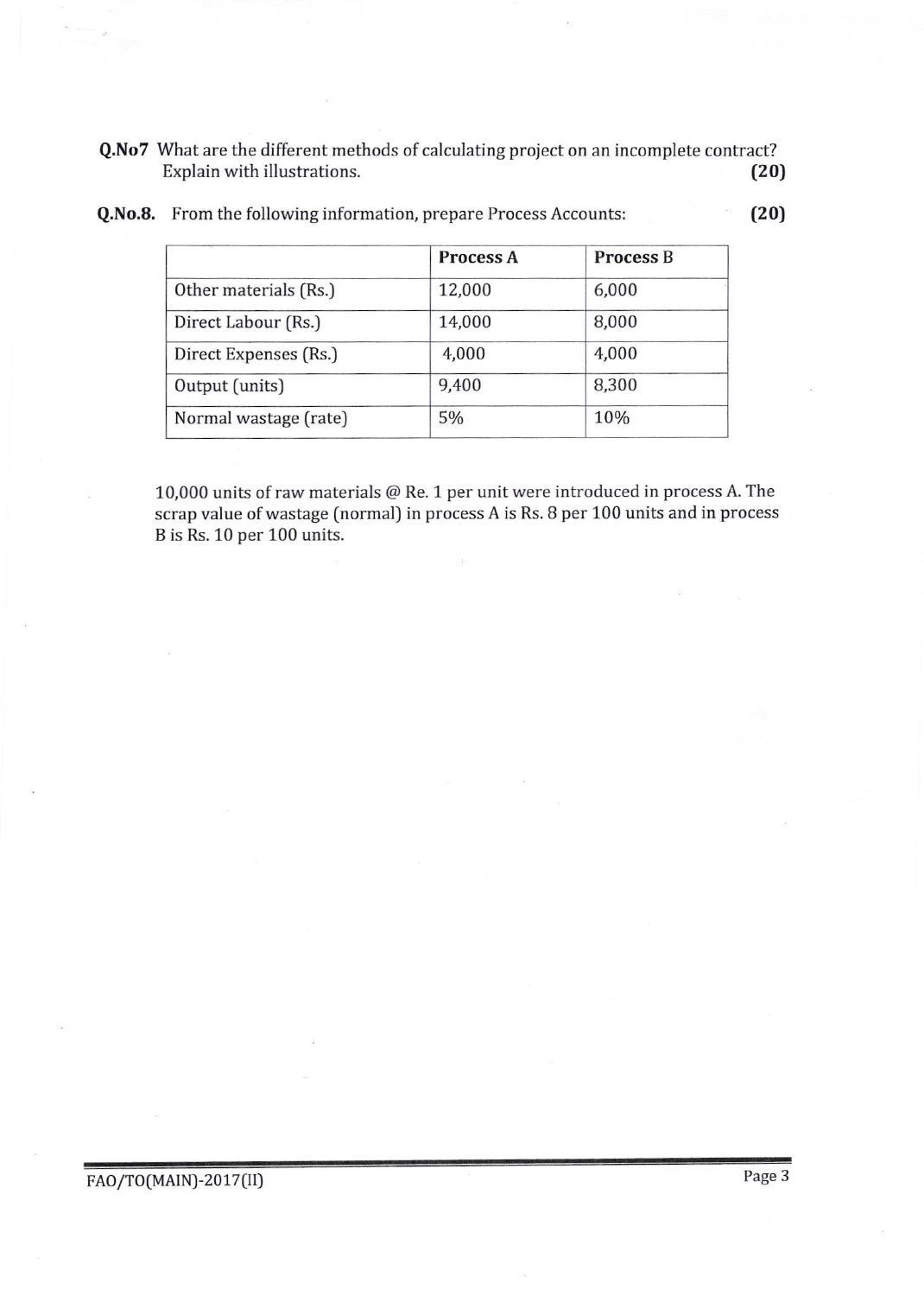**Q.No7** What are the different methods of calculating project on an incomplete contract? Explain with illustrations. **(20)**

**Q.No.8.** From the following information, prepare Process Accounts: **(20)**

| | **Process A** | **Process B** |
|---|---|---|
| Other materials (Rs.) | 12,000 | 6,000 |
| Direct Labour (Rs.) | 14,000 | 8,000 |
| Direct Expenses (Rs.) | 4,000 | 4,000 |
| Output (units) | 9,400 | 8,300 |
| Normal wastage (rate) | 5% | 10% |

10,000 units of raw materials @ Re. 1 per unit were introduced in process A. The scrap value of wastage (normal) in process A is Rs. 8 per 100 units and in process B is Rs. 10 per 100 units.